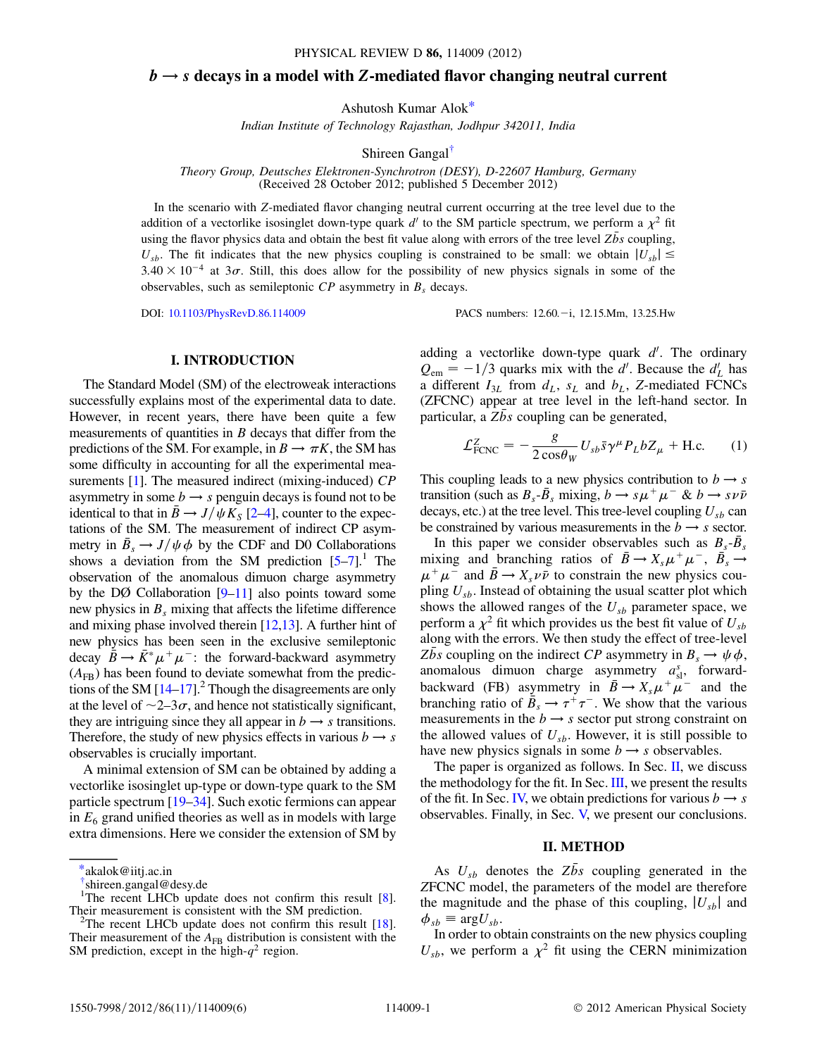# $b \to s$ decays in a model with $Z$-mediated flavor changing neutral current

Ashutosh Kumar Alok*

*Indian Institute of Technology Rajasthan, Jodhpur 342011, India*

Shireen Gangal†

*Theory Group, Deutsches Elektronen-Synchrotron (DESY), D-22607 Hamburg, Germany*
(Received 28 October 2012; published 5 December 2012)

In the scenario with $Z$-mediated flavor changing neutral current occurring at the tree level due to the addition of a vectorlike isosinglet down-type quark $d'$ to the SM particle spectrum, we perform a $\chi^2$ fit using the flavor physics data and obtain the best fit value along with errors of the tree level $Z\bar{b}s$ coupling, $U_{sb}$. The fit indicates that the new physics coupling is constrained to be small: we obtain $|U_{sb}| \leq 3.40 \times 10^{-4}$ at $3\sigma$. Still, this does allow for the possibility of new physics signals in some of the observables, such as semileptonic $CP$ asymmetry in $B_s$ decays.

DOI: 10.1103/PhysRevD.86.114009 PACS numbers: 12.60.−i, 12.15.Mm, 13.25.Hw

## I. INTRODUCTION

The Standard Model (SM) of the electroweak interactions successfully explains most of the experimental data to date. However, in recent years, there have been quite a few measurements of quantities in $B$ decays that differ from the predictions of the SM. For example, in $B \to \pi K$, the SM has some difficulty in accounting for all the experimental measurements [1]. The measured indirect (mixing-induced) $CP$ asymmetry in some $b \to s$ penguin decays is found not to be identical to that in $\bar{B} \to J/\psi K_S$ [2–4], counter to the expectations of the SM. The measurement of indirect CP asymmetry in $\bar{B}_s \to J/\psi \phi$ by the CDF and D0 Collaborations shows a deviation from the SM prediction [5–7].[1] The observation of the anomalous dimuon charge asymmetry by the DØ Collaboration [9–11] also points toward some new physics in $B_s$ mixing that affects the lifetime difference and mixing phase involved therein [12,13]. A further hint of new physics has been seen in the exclusive semileptonic decay $\bar{B} \to \bar{K}^* \mu^+ \mu^-$: the forward-backward asymmetry ($A_{\rm FB}$) has been found to deviate somewhat from the predictions of the SM [14–17].[2] Though the disagreements are only at the level of $\sim 2$–$3\sigma$, and hence not statistically significant, they are intriguing since they all appear in $b \to s$ transitions. Therefore, the study of new physics effects in various $b \to s$ observables is crucially important.

A minimal extension of SM can be obtained by adding a vectorlike isosinglet up-type or down-type quark to the SM particle spectrum [19–34]. Such exotic fermions can appear in $E_6$ grand unified theories as well as in models with large extra dimensions. Here we consider the extension of SM by adding a vectorlike down-type quark $d'$. The ordinary $Q_{\rm em} = -1/3$ quarks mix with the $d'$. Because the $d'_L$ has a different $I_{3L}$ from $d_L$, $s_L$ and $b_L$, $Z$-mediated FCNCs (ZFCNC) appear at tree level in the left-hand sector. In particular, a $Z\bar{b}s$ coupling can be generated,

$$\mathcal{L}^Z_{\rm FCNC} = -\frac{g}{2\cos\theta_W} U_{sb} \bar{s}\gamma^\mu P_L b Z_\mu + {\rm H.c.} \qquad (1)$$

This coupling leads to a new physics contribution to $b \to s$ transition (such as $B_s$-$\bar{B}_s$ mixing, $b \to s\mu^+\mu^-$ & $b \to s\nu\bar{\nu}$ decays, etc.) at the tree level. This tree-level coupling $U_{sb}$ can be constrained by various measurements in the $b \to s$ sector.

In this paper we consider observables such as $B_s$-$\bar{B}_s$ mixing and branching ratios of $\bar{B} \to X_s\mu^+\mu^-$, $\bar{B}_s \to \mu^+\mu^-$ and $\bar{B} \to X_s\nu\bar{\nu}$ to constrain the new physics coupling $U_{sb}$. Instead of obtaining the usual scatter plot which shows the allowed ranges of the $U_{sb}$ parameter space, we perform a $\chi^2$ fit which provides us the best fit value of $U_{sb}$ along with the errors. We then study the effect of tree-level $Z\bar{b}s$ coupling on the indirect $CP$ asymmetry in $B_s \to \psi\phi$, anomalous dimuon charge asymmetry $a^s_{\rm sl}$, forward-backward (FB) asymmetry in $\bar{B} \to X_s\mu^+\mu^-$ and the branching ratio of $\bar{B}_s \to \tau^+\tau^-$. We show that the various measurements in the $b \to s$ sector put strong constraint on the allowed values of $U_{sb}$. However, it is still possible to have new physics signals in some $b \to s$ observables.

The paper is organized as follows. In Sec. II, we discuss the methodology for the fit. In Sec. III, we present the results of the fit. In Sec. IV, we obtain predictions for various $b \to s$ observables. Finally, in Sec. V, we present our conclusions.

## II. METHOD

As $U_{sb}$ denotes the $Z\bar{b}s$ coupling generated in the ZFCNC model, the parameters of the model are therefore the magnitude and the phase of this coupling, $|U_{sb}|$ and $\phi_{sb} \equiv \arg U_{sb}$.

In order to obtain constraints on the new physics coupling $U_{sb}$, we perform a $\chi^2$ fit using the CERN minimization

---

*akalok@iitj.ac.in

†shireen.gangal@desy.de

[1]The recent LHCb update does not confirm this result [8]. Their measurement is consistent with the SM prediction.

[2]The recent LHCb update does not confirm this result [18]. Their measurement of the $A_{\rm FB}$ distribution is consistent with the SM prediction, except in the high-$q^2$ region.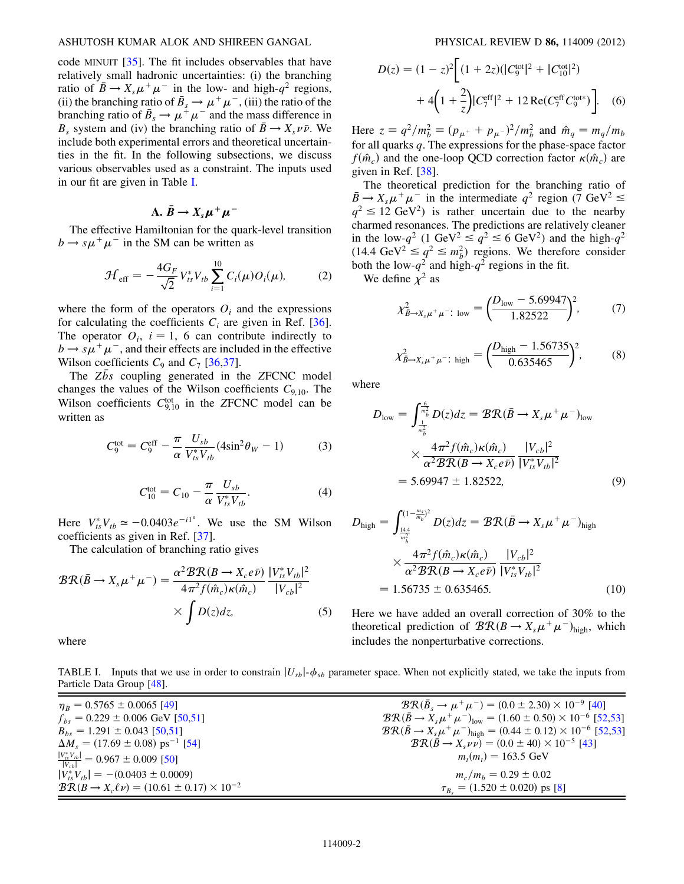code MINUIT [35]. The fit includes observables that have relatively small hadronic uncertainties: (i) the branching ratio of $\bar{B} \to X_s \mu^+ \mu^-$ in the low- and high-$q^2$ regions, (ii) the branching ratio of $\bar{B}_s \to \mu^+\mu^-$, (iii) the ratio of the branching ratio of $\bar{B}_s \to \mu^+\mu^-$ and the mass difference in $B_s$ system and (iv) the branching ratio of $\bar{B} \to X_s \nu \bar{\nu}$. We include both experimental errors and theoretical uncertainties in the fit. In the following subsections, we discuss various observables used as a constraint. The inputs used in our fit are given in Table I.

### A. $\bar{B} \to X_s \mu^+ \mu^-$

The effective Hamiltonian for the quark-level transition $b \to s \mu^+ \mu^-$ in the SM can be written as

$$\mathcal{H}_{\rm eff} = -\frac{4G_F}{\sqrt{2}} V_{ts}^* V_{tb} \sum_{i=1}^{10} C_i(\mu) O_i(\mu), \tag{2}$$

where the form of the operators $O_i$ and the expressions for calculating the coefficients $C_i$ are given in Ref. [36]. The operator $O_i$, $i = 1$, 6 can contribute indirectly to $b \to s\mu^+\mu^-$, and their effects are included in the effective Wilson coefficients $C_9$ and $C_7$ [36,37].

The $Z\bar{b}s$ coupling generated in the ZFCNC model changes the values of the Wilson coefficients $C_{9,10}$. The Wilson coefficients $C_{9,10}^{\rm tot}$ in the ZFCNC model can be written as

$$C_9^{\rm tot} = C_9^{\rm eff} - \frac{\pi}{\alpha} \frac{U_{sb}}{V_{ts}^* V_{tb}} (4\sin^2\theta_W - 1) \tag{3}$$

$$C_{10}^{\rm tot} = C_{10} - \frac{\pi}{\alpha} \frac{U_{sb}}{V_{ts}^* V_{tb}}. \tag{4}$$

Here $V_{ts}^* V_{tb} \simeq -0.0403 e^{-i1^\circ}$. We use the SM Wilson coefficients as given in Ref. [37].

The calculation of branching ratio gives

$$\mathcal{BR}(\bar{B} \to X_s \mu^+\mu^-) = \frac{\alpha^2 \mathcal{BR}(B \to X_c e \bar{\nu})}{4\pi^2 f(\hat{m}_c)\kappa(\hat{m}_c)} \frac{|V_{ts}^* V_{tb}|^2}{|V_{cb}|^2} \times \int D(z) dz, \tag{5}$$

where

$$D(z) = (1-z)^2 \bigg[ (1+2z)(|C_9^{\rm tot}|^2 + |C_{10}^{\rm tot}|^2) + 4\Big(1 + \frac{2}{z}\Big)|C_7^{\rm eff}|^2 + 12\,{\rm Re}(C_7^{\rm eff} C_9^{\rm tot*}) \bigg]. \tag{6}$$

Here $z \equiv q^2/m_b^2 \equiv (p_{\mu^+} + p_{\mu^-})^2/m_b^2$ and $\hat{m}_q = m_q/m_b$ for all quarks $q$. The expressions for the phase-space factor $f(\hat{m}_c)$ and the one-loop QCD correction factor $\kappa(\hat{m}_c)$ are given in Ref. [38].

The theoretical prediction for the branching ratio of $\bar{B} \to X_s \mu^+\mu^-$ in the intermediate $q^2$ region (7 GeV$^2 \le q^2 \le 12$ GeV$^2$) is rather uncertain due to the nearby charmed resonances. The predictions are relatively cleaner in the low-$q^2$ (1 GeV$^2 \le q^2 \le 6$ GeV$^2$) and the high-$q^2$ (14.4 GeV$^2 \le q^2 \le m_b^2$) regions. We therefore consider both the low-$q^2$ and high-$q^2$ regions in the fit.

We define $\chi^2$ as

$$\chi^2_{\bar{B} \to X_s \mu^+\mu^-:\ {\rm low}} = \left( \frac{D_{\rm low} - 5.69947}{1.82522} \right)^2, \tag{7}$$

$$\chi^2_{\bar{B} \to X_s \mu^+\mu^-:\ {\rm high}} = \left( \frac{D_{\rm high} - 1.56735}{0.635465} \right)^2, \tag{8}$$

where

$$D_{\rm low} = \int_{\frac{1}{m_b^2}}^{\frac{6}{m_b^2}} D(z) dz = \mathcal{BR}(\bar{B} \to X_s \mu^+\mu^-)_{\rm low} \times \frac{4\pi^2 f(\hat{m}_c)\kappa(\hat{m}_c)}{\alpha^2 \mathcal{BR}(B \to X_c e \bar{\nu})} \frac{|V_{cb}|^2}{|V_{ts}^* V_{tb}|^2} = 5.69947 \pm 1.82522, \tag{9}$$

$$D_{\rm high} = \int_{\frac{14.4}{m_b^2}}^{(1-\frac{m_s}{m_b})^2} D(z) dz = \mathcal{BR}(\bar{B} \to X_s \mu^+\mu^-)_{\rm high} \times \frac{4\pi^2 f(\hat{m}_c)\kappa(\hat{m}_c)}{\alpha^2 \mathcal{BR}(B \to X_c e \bar{\nu})} \frac{|V_{cb}|^2}{|V_{ts}^* V_{tb}|^2} = 1.56735 \pm 0.635465. \tag{10}$$

Here we have added an overall correction of 30% to the theoretical prediction of $\mathcal{BR}(B \to X_s \mu^+\mu^-)_{\rm high}$, which includes the nonperturbative corrections.

TABLE I. Inputs that we use in order to constrain $|U_{sb}|$-$\phi_{sb}$ parameter space. When not explicitly stated, we take the inputs from Particle Data Group [48].

| | |
|---|---|
| $\eta_B = 0.5765 \pm 0.0065$ [49] | $\mathcal{BR}(\bar{B}_s \to \mu^+\mu^-) = (0.0 \pm 2.30) \times 10^{-9}$ [40] |
| $f_{bs} = 0.229 \pm 0.006$ GeV [50,51] | $\mathcal{BR}(\bar{B} \to X_s \mu^+\mu^-)_{\rm low} = (1.60 \pm 0.50) \times 10^{-6}$ [52,53] |
| $B_{bs} = 1.291 \pm 0.043$ [50,51] | $\mathcal{BR}(\bar{B} \to X_s \mu^+\mu^-)_{\rm high} = (0.44 \pm 0.12) \times 10^{-6}$ [52,53] |
| $\Delta M_s = (17.69 \pm 0.08)$ ps$^{-1}$ [54] | $\mathcal{BR}(\bar{B} \to X_s \nu\nu) = (0.0 \pm 40) \times 10^{-5}$ [43] |
| $\frac{\lvert V_{ts}^* V_{tb}\rvert}{\lvert V_{cb}\rvert} = 0.967 \pm 0.009$ [50] | $m_t(m_t) = 163.5$ GeV |
| $\lvert V_{ts}^* V_{tb}\rvert = -(0.0403 \pm 0.0009)$ | $m_c/m_b = 0.29 \pm 0.02$ |
| $\mathcal{BR}(B \to X_c \ell \nu) = (10.61 \pm 0.17) \times 10^{-2}$ | $\tau_{B_s} = (1.520 \pm 0.020)$ ps [8] |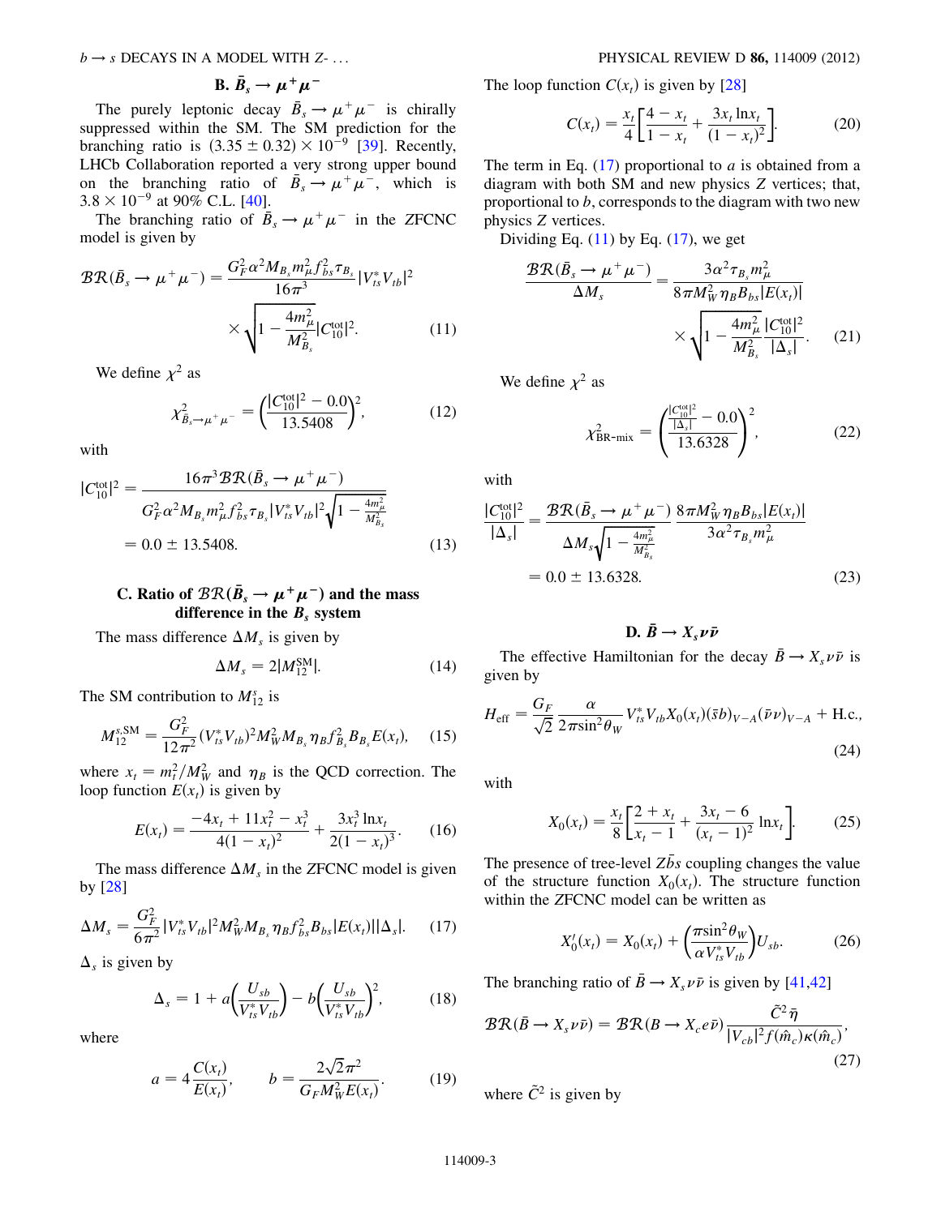### B. $\bar{B}_s \to \mu^+\mu^-$

The purely leptonic decay $\bar{B}_s \to \mu^+\mu^-$ is chirally suppressed within the SM. The SM prediction for the branching ratio is $(3.35 \pm 0.32) \times 10^{-9}$ [39]. Recently, LHCb Collaboration reported a very strong upper bound on the branching ratio of $\bar{B}_s \to \mu^+\mu^-$, which is $3.8 \times 10^{-9}$ at 90% C.L. [40].

The branching ratio of $\bar{B}_s \to \mu^+\mu^-$ in the ZFCNC model is given by

$$\mathcal{BR}(\bar{B}_s \to \mu^+\mu^-) = \frac{G_F^2 \alpha^2 M_{B_s} m_\mu^2 f_{bs}^2 \tau_{B_s}}{16\pi^3} |V_{ts}^* V_{tb}|^2 \times \sqrt{1 - \frac{4m_\mu^2}{M_{B_s}^2}} |C_{10}^{\text{tot}}|^2. \quad (11)$$

We define $\chi^2$ as

$$\chi^2_{\bar{B}_s \to \mu^+\mu^-} = \left( \frac{|C_{10}^{\text{tot}}|^2 - 0.0}{13.5408} \right)^2, \quad (12)$$

with

$$|C_{10}^{\text{tot}}|^2 = \frac{16\pi^3 \mathcal{BR}(\bar{B}_s \to \mu^+\mu^-)}{G_F^2 \alpha^2 M_{B_s} m_\mu^2 f_{bs}^2 \tau_{B_s} |V_{ts}^* V_{tb}|^2 \sqrt{1 - \frac{4m_\mu^2}{M_{B_s}^2}}} = 0.0 \pm 13.5408. \quad (13)$$

### C. Ratio of $\mathcal{BR}(\bar{B}_s \to \mu^+\mu^-)$ and the mass difference in the $B_s$ system

The mass difference $\Delta M_s$ is given by

$$\Delta M_s = 2|M_{12}^{\text{SM}}|. \quad (14)$$

The SM contribution to $M_{12}^s$ is

$$M_{12}^{s,\text{SM}} = \frac{G_F^2}{12\pi^2} (V_{ts}^* V_{tb})^2 M_W^2 M_{B_s} \eta_B f_{B_s}^2 B_{B_s} E(x_t), \quad (15)$$

where $x_t = m_t^2 / M_W^2$ and $\eta_B$ is the QCD correction. The loop function $E(x_t)$ is given by

$$E(x_t) = \frac{-4x_t + 11x_t^2 - x_t^3}{4(1 - x_t)^2} + \frac{3x_t^3 \ln x_t}{2(1 - x_t)^3}. \quad (16)$$

The mass difference $\Delta M_s$ in the ZFCNC model is given by [28]

$$\Delta M_s = \frac{G_F^2}{6\pi^2} |V_{ts}^* V_{tb}|^2 M_W^2 M_{B_s} \eta_B f_{bs}^2 B_{bs} |E(x_t)| |\Delta_s|. \quad (17)$$

$\Delta_s$ is given by

$$\Delta_s = 1 + a\left( \frac{U_{sb}}{V_{ts}^* V_{tb}} \right) - b\left( \frac{U_{sb}}{V_{ts}^* V_{tb}} \right)^2, \quad (18)$$

where

$$a = 4\frac{C(x_t)}{E(x_t)}, \qquad b = \frac{2\sqrt{2}\pi^2}{G_F M_W^2 E(x_t)}. \quad (19)$$

The loop function $C(x_t)$ is given by [28]

$$C(x_t) = \frac{x_t}{4}\left[ \frac{4 - x_t}{1 - x_t} + \frac{3x_t \ln x_t}{(1 - x_t)^2} \right]. \quad (20)$$

The term in Eq. (17) proportional to $a$ is obtained from a diagram with both SM and new physics $Z$ vertices; that, proportional to $b$, corresponds to the diagram with two new physics $Z$ vertices.

Dividing Eq. (11) by Eq. (17), we get

$$\frac{\mathcal{BR}(\bar{B}_s \to \mu^+\mu^-)}{\Delta M_s} = \frac{3\alpha^2 \tau_{B_s} m_\mu^2}{8\pi M_W^2 \eta_B B_{bs} |E(x_t)|} \times \sqrt{1 - \frac{4m_\mu^2}{M_{B_s}^2}} \frac{|C_{10}^{\text{tot}}|^2}{|\Delta_s|}. \quad (21)$$

We define $\chi^2$ as

$$\chi^2_{\text{BR-mix}} = \left( \frac{\frac{|C_{10}^{\text{tot}}|^2}{|\Delta_s|} - 0.0}{13.6328} \right)^2, \quad (22)$$

with

$$\frac{|C_{10}^{\text{tot}}|^2}{|\Delta_s|} = \frac{\mathcal{BR}(\bar{B}_s \to \mu^+\mu^-)}{\Delta M_s \sqrt{1 - \frac{4m_\mu^2}{M_{B_s}^2}}} \frac{8\pi M_W^2 \eta_B B_{bs} |E(x_t)|}{3\alpha^2 \tau_{B_s} m_\mu^2} = 0.0 \pm 13.6328. \quad (23)$$

### D. $\bar{B} \to X_s \nu\bar{\nu}$

The effective Hamiltonian for the decay $\bar{B} \to X_s \nu\bar{\nu}$ is given by

$$H_{\text{eff}} = \frac{G_F}{\sqrt{2}} \frac{\alpha}{2\pi \sin^2\theta_W} V_{ts}^* V_{tb} X_0(x_t) (\bar{s}b)_{V-A} (\bar{\nu}\nu)_{V-A} + \text{H.c.}, \quad (24)$$

with

$$X_0(x_t) = \frac{x_t}{8}\left[ \frac{2 + x_t}{x_t - 1} + \frac{3x_t - 6}{(x_t - 1)^2} \ln x_t \right]. \quad (25)$$

The presence of tree-level $Z\bar{b}s$ coupling changes the value of the structure function $X_0(x_t)$. The structure function within the ZFCNC model can be written as

$$X_0'(x_t) = X_0(x_t) + \left( \frac{\pi \sin^2\theta_W}{\alpha V_{ts}^* V_{tb}} \right) U_{sb}. \quad (26)$$

The branching ratio of $\bar{B} \to X_s \nu\bar{\nu}$ is given by [41,42]

$$\mathcal{BR}(\bar{B} \to X_s \nu\bar{\nu}) = \mathcal{BR}(B \to X_c e\bar{\nu}) \frac{\tilde{C}^2 \bar{\eta}}{|V_{cb}|^2 f(\hat{m}_c) \kappa(\hat{m}_c)}, \quad (27)$$

where $\tilde{C}^2$ is given by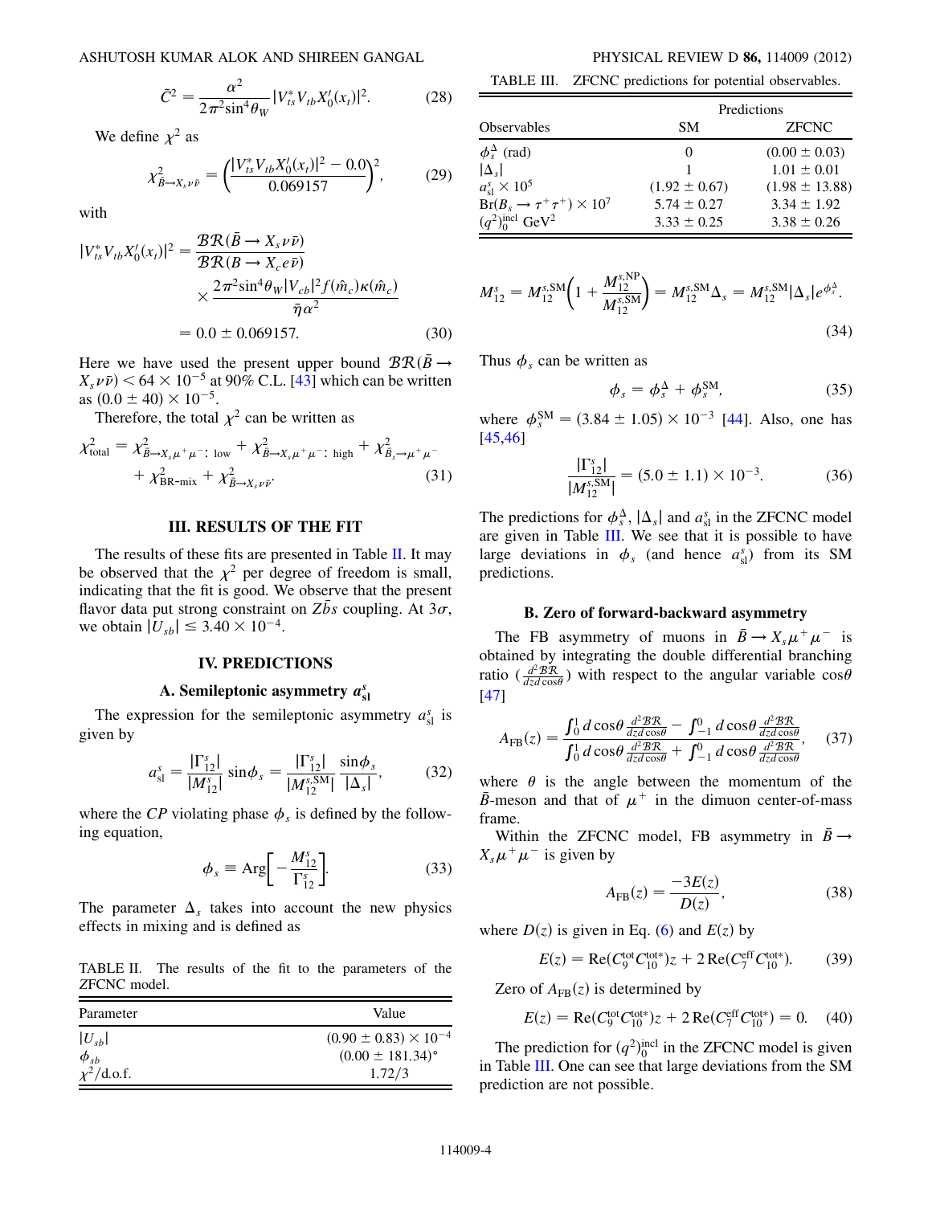$$\tilde{C}^2 = \frac{\alpha^2}{2\pi^2 \sin^4\theta_W} |V_{ts}^* V_{tb} X_0^l(x_t)|^2. \tag{28}$$

We define $\chi^2$ as

$$\chi^2_{\bar{B}\to X_s \nu\bar{\nu}} = \left(\frac{|V_{ts}^* V_{tb} X_0^l(x_t)|^2 - 0.0}{0.069157}\right)^2, \tag{29}$$

with

$$|V_{ts}^* V_{tb} X_0^l(x_t)|^2 = \frac{\mathcal{BR}(\bar{B}\to X_s \nu\bar{\nu})}{\mathcal{BR}(B\to X_c e\bar{\nu})} \times \frac{2\pi^2 \sin^4\theta_W |V_{cb}|^2 f(\hat{m}_c)\kappa(\hat{m}_c)}{\bar{\eta}\alpha^2} = 0.0 \pm 0.069157. \tag{30}$$

Here we have used the present upper bound $\mathcal{BR}(\bar{B}\to X_s \nu\bar{\nu}) < 64 \times 10^{-5}$ at 90% C.L. [43] which can be written as $(0.0 \pm 40) \times 10^{-5}$.

Therefore, the total $\chi^2$ can be written as

$$\chi^2_{\text{total}} = \chi^2_{\bar{B}\to X_s \mu^+\mu^-:\ \text{low}} + \chi^2_{\bar{B}\to X_s \mu^+\mu^-:\ \text{high}} + \chi^2_{B_s\to\mu^+\mu^-} + \chi^2_{\text{BR-mix}} + \chi^2_{\bar{B}\to X_s \nu\bar{\nu}}. \tag{31}$$

## III. RESULTS OF THE FIT

The results of these fits are presented in Table II. It may be observed that the $\chi^2$ per degree of freedom is small, indicating that the fit is good. We observe that the present flavor data put strong constraint on $Z\bar{b}s$ coupling. At $3\sigma$, we obtain $|U_{sb}| \le 3.40 \times 10^{-4}$.

## IV. PREDICTIONS

### A. Semileptonic asymmetry $a_{\text{sl}}^s$

The expression for the semileptonic asymmetry $a_{\text{sl}}^s$ is given by

$$a_{\text{sl}}^s = \frac{|\Gamma_{12}^s|}{|M_{12}^s|} \sin\phi_s = \frac{|\Gamma_{12}^s|}{|M_{12}^{s,\text{SM}}|} \frac{\sin\phi_s}{|\Delta_s|}, \tag{32}$$

where the *CP* violating phase $\phi_s$ is defined by the following equation,

$$\phi_s \equiv \text{Arg}\left[-\frac{M_{12}^s}{\Gamma_{12}^s}\right]. \tag{33}$$

The parameter $\Delta_s$ takes into account the new physics effects in mixing and is defined as

TABLE II. The results of the fit to the parameters of the ZFCNC model.

| Parameter | Value |
|---|---|
| $\lvert U_{sb}\rvert$ | $(0.90 \pm 0.83) \times 10^{-4}$ |
| $\phi_{sb}$ | $(0.00 \pm 181.34)°$ |
| $\chi^2$/d.o.f. | 1.72/3 |

TABLE III. ZFCNC predictions for potential observables.

| Observables | Predictions SM | Predictions ZFCNC |
|---|---|---|
| $\phi_s^\Delta$ (rad) | 0 | $(0.00 \pm 0.03)$ |
| $\lvert\Delta_s\rvert$ | 1 | $1.01 \pm 0.01$ |
| $a_{\text{sl}}^s \times 10^5$ | $(1.92 \pm 0.67)$ | $(1.98 \pm 13.88)$ |
| $\text{Br}(B_s \to \tau^+\tau^+) \times 10^7$ | $5.74 \pm 0.27$ | $3.34 \pm 1.92$ |
| $(q^2)_0^{\text{incl}}$ GeV$^2$ | $3.33 \pm 0.25$ | $3.38 \pm 0.26$ |

$$M_{12}^s = M_{12}^{s,\text{SM}}\left(1 + \frac{M_{12}^{s,\text{NP}}}{M_{12}^{s,\text{SM}}}\right) = M_{12}^{s,\text{SM}} \Delta_s = M_{12}^{s,\text{SM}} |\Delta_s| e^{\phi_s^\Delta}. \tag{34}$$

Thus $\phi_s$ can be written as

$$\phi_s = \phi_s^\Delta + \phi_s^{\text{SM}}, \tag{35}$$

where $\phi_s^{\text{SM}} = (3.84 \pm 1.05) \times 10^{-3}$ [44]. Also, one has [45,46]

$$\frac{|\Gamma_{12}^s|}{|M_{12}^{s,\text{SM}}|} = (5.0 \pm 1.1) \times 10^{-3}. \tag{36}$$

The predictions for $\phi_s^\Delta$, $|\Delta_s|$ and $a_{\text{sl}}^s$ in the ZFCNC model are given in Table III. We see that it is possible to have large deviations in $\phi_s$ (and hence $a_{\text{sl}}^s$) from its SM predictions.

### B. Zero of forward-backward asymmetry

The FB asymmetry of muons in $\bar{B}\to X_s \mu^+\mu^-$ is obtained by integrating the double differential branching ratio ($\frac{d^2\mathcal{BR}}{dz\, d\cos\theta}$) with respect to the angular variable $\cos\theta$ [47]

$$A_{\text{FB}}(z) = \frac{\int_0^1 d\cos\theta \frac{d^2\mathcal{BR}}{dz\, d\cos\theta} - \int_{-1}^0 d\cos\theta \frac{d^2\mathcal{BR}}{dz\, d\cos\theta}}{\int_0^1 d\cos\theta \frac{d^2\mathcal{BR}}{dz\, d\cos\theta} + \int_{-1}^0 d\cos\theta \frac{d^2\mathcal{BR}}{dz\, d\cos\theta}}, \tag{37}$$

where $\theta$ is the angle between the momentum of the $\bar{B}$-meson and that of $\mu^+$ in the dimuon center-of-mass frame.

Within the ZFCNC model, FB asymmetry in $\bar{B}\to X_s \mu^+\mu^-$ is given by

$$A_{\text{FB}}(z) = \frac{-3E(z)}{D(z)}, \tag{38}$$

where $D(z)$ is given in Eq. (6) and $E(z)$ by

$$E(z) = \text{Re}(C_9^{\text{tot}} C_{10}^{\text{tot}*})z + 2\,\text{Re}(C_7^{\text{eff}} C_{10}^{\text{tot}*}). \tag{39}$$

Zero of $A_{\text{FB}}(z)$ is determined by

$$E(z) = \text{Re}(C_9^{\text{tot}} C_{10}^{\text{tot}*})z + 2\,\text{Re}(C_7^{\text{eff}} C_{10}^{\text{tot}*}) = 0. \tag{40}$$

The prediction for $(q^2)_0^{\text{incl}}$ in the ZFCNC model is given in Table III. One can see that large deviations from the SM prediction are not possible.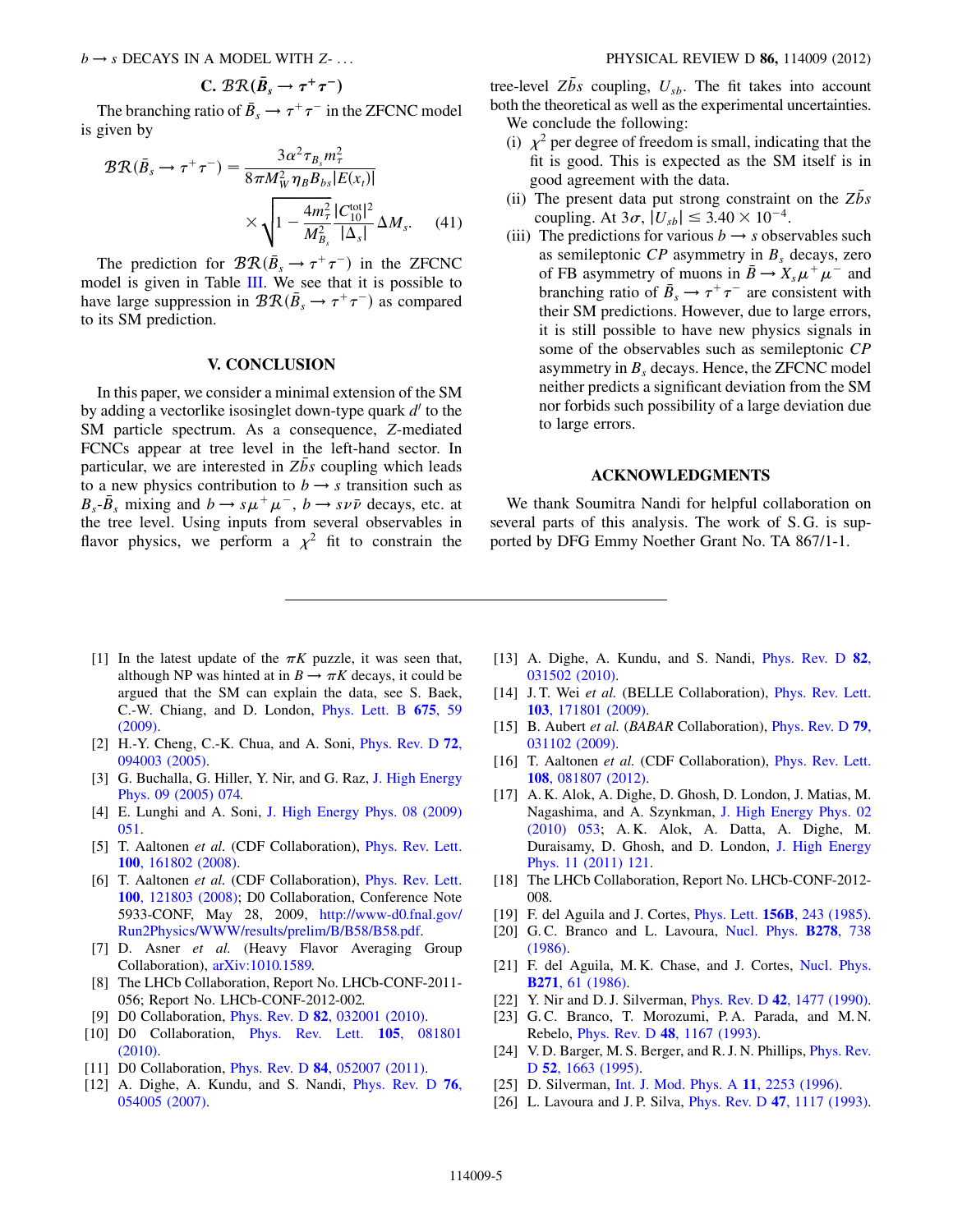### C. $\mathcal{BR}(\bar{B}_s \to \tau^+\tau^-)$

The branching ratio of $\bar{B}_s \to \tau^+\tau^-$ in the ZFCNC model is given by

$$\mathcal{BR}(\bar{B}_s \to \tau^+\tau^-) = \frac{3\alpha^2 \tau_{B_s} m_\tau^2}{8\pi M_W^2 \eta_B B_{bs} |E(x_t)|} \times \sqrt{1 - \frac{4m_\tau^2}{M_{B_s}^2}} \frac{|C_{10}^{\rm tot}|^2}{|\Delta_s|} \Delta M_s. \quad (41)$$

The prediction for $\mathcal{BR}(\bar{B}_s \to \tau^+\tau^-)$ in the ZFCNC model is given in Table III. We see that it is possible to have large suppression in $\mathcal{BR}(\bar{B}_s \to \tau^+\tau^-)$ as compared to its SM prediction.

## V. CONCLUSION

In this paper, we consider a minimal extension of the SM by adding a vectorlike isosinglet down-type quark $d'$ to the SM particle spectrum. As a consequence, $Z$-mediated FCNCs appear at tree level in the left-hand sector. In particular, we are interested in $Z\bar{b}s$ coupling which leads to a new physics contribution to $b \to s$ transition such as $B_s$-$\bar{B}_s$ mixing and $b \to s\mu^+\mu^-$, $b \to s\nu\bar{\nu}$ decays, etc. at the tree level. Using inputs from several observables in flavor physics, we perform a $\chi^2$ fit to constrain the tree-level $Z\bar{b}s$ coupling, $U_{sb}$. The fit takes into account both the theoretical as well as the experimental uncertainties. We conclude the following:

(i) $\chi^2$ per degree of freedom is small, indicating that the fit is good. This is expected as the SM itself is in good agreement with the data.

(ii) The present data put strong constraint on the $Z\bar{b}s$ coupling. At $3\sigma$, $|U_{sb}| \le 3.40 \times 10^{-4}$.

(iii) The predictions for various $b \to s$ observables such as semileptonic $CP$ asymmetry in $B_s$ decays, zero of FB asymmetry of muons in $\bar{B} \to X_s\mu^+\mu^-$ and branching ratio of $\bar{B}_s \to \tau^+\tau^-$ are consistent with their SM predictions. However, due to large errors, it is still possible to have new physics signals in some of the observables such as semileptonic $CP$ asymmetry in $B_s$ decays. Hence, the ZFCNC model neither predicts a significant deviation from the SM nor forbids such possibility of a large deviation due to large errors.

## ACKNOWLEDGMENTS

We thank Soumitra Nandi for helpful collaboration on several parts of this analysis. The work of S.G. is supported by DFG Emmy Noether Grant No. TA 867/1-1.

---

[1] In the latest update of the $\pi K$ puzzle, it was seen that, although NP was hinted at in $B \to \pi K$ decays, it could be argued that the SM can explain the data, see S. Baek, C.-W. Chiang, and D. London, Phys. Lett. B **675**, 59 (2009).

[2] H.-Y. Cheng, C.-K. Chua, and A. Soni, Phys. Rev. D **72**, 094003 (2005).

[3] G. Buchalla, G. Hiller, Y. Nir, and G. Raz, J. High Energy Phys. 09 (2005) 074.

[4] E. Lunghi and A. Soni, J. High Energy Phys. 08 (2009) 051.

[5] T. Aaltonen *et al.* (CDF Collaboration), Phys. Rev. Lett. **100**, 161802 (2008).

[6] T. Aaltonen *et al.* (CDF Collaboration), Phys. Rev. Lett. **100**, 121803 (2008); D0 Collaboration, Conference Note 5933-CONF, May 28, 2009, http://www-d0.fnal.gov/Run2Physics/WWW/results/prelim/B/B58/B58.pdf.

[7] D. Asner *et al.* (Heavy Flavor Averaging Group Collaboration), arXiv:1010.1589.

[8] The LHCb Collaboration, Report No. LHCb-CONF-2011-056; Report No. LHCb-CONF-2012-002.

[9] D0 Collaboration, Phys. Rev. D **82**, 032001 (2010).

[10] D0 Collaboration, Phys. Rev. Lett. **105**, 081801 (2010).

[11] D0 Collaboration, Phys. Rev. D **84**, 052007 (2011).

[12] A. Dighe, A. Kundu, and S. Nandi, Phys. Rev. D **76**, 054005 (2007).

[13] A. Dighe, A. Kundu, and S. Nandi, Phys. Rev. D **82**, 031502 (2010).

[14] J. T. Wei *et al.* (BELLE Collaboration), Phys. Rev. Lett. **103**, 171801 (2009).

[15] B. Aubert *et al.* (*BABAR* Collaboration), Phys. Rev. D **79**, 031102 (2009).

[16] T. Aaltonen *et al.* (CDF Collaboration), Phys. Rev. Lett. **108**, 081807 (2012).

[17] A. K. Alok, A. Dighe, D. Ghosh, D. London, J. Matias, M. Nagashima, and A. Szynkman, J. High Energy Phys. 02 (2010) 053; A. K. Alok, A. Datta, A. Dighe, M. Duraisamy, D. Ghosh, and D. London, J. High Energy Phys. 11 (2011) 121.

[18] The LHCb Collaboration, Report No. LHCb-CONF-2012-008.

[19] F. del Aguila and J. Cortes, Phys. Lett. **156B**, 243 (1985).

[20] G. C. Branco and L. Lavoura, Nucl. Phys. **B278**, 738 (1986).

[21] F. del Aguila, M. K. Chase, and J. Cortes, Nucl. Phys. **B271**, 61 (1986).

[22] Y. Nir and D. J. Silverman, Phys. Rev. D **42**, 1477 (1990).

[23] G. C. Branco, T. Morozumi, P. A. Parada, and M. N. Rebelo, Phys. Rev. D **48**, 1167 (1993).

[24] V. D. Barger, M. S. Berger, and R. J. N. Phillips, Phys. Rev. D **52**, 1663 (1995).

[25] D. Silverman, Int. J. Mod. Phys. A **11**, 2253 (1996).

[26] L. Lavoura and J. P. Silva, Phys. Rev. D **47**, 1117 (1993).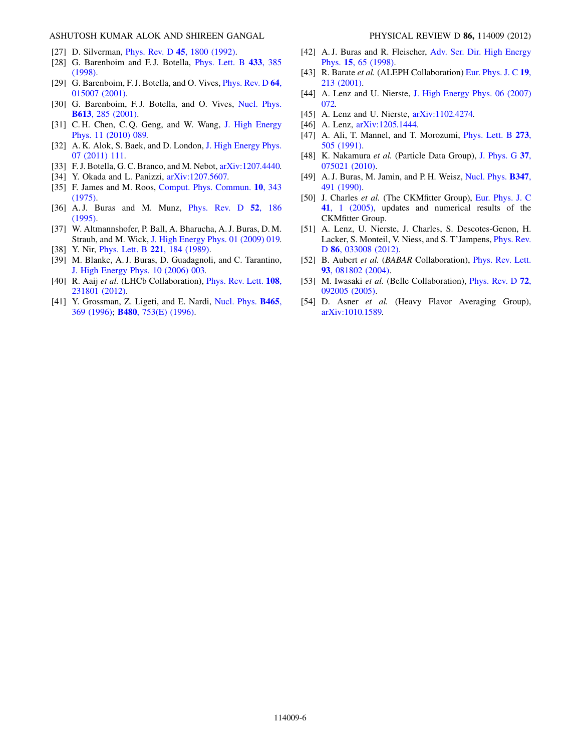[27] D. Silverman, Phys. Rev. D **45**, 1800 (1992).

[28] G. Barenboim and F. J. Botella, Phys. Lett. B **433**, 385 (1998).

[29] G. Barenboim, F. J. Botella, and O. Vives, Phys. Rev. D **64**, 015007 (2001).

[30] G. Barenboim, F. J. Botella, and O. Vives, Nucl. Phys. **B613**, 285 (2001).

[31] C. H. Chen, C. Q. Geng, and W. Wang, J. High Energy Phys. 11 (2010) 089.

[32] A. K. Alok, S. Baek, and D. London, J. High Energy Phys. 07 (2011) 111.

[33] F. J. Botella, G. C. Branco, and M. Nebot, arXiv:1207.4440.

[34] Y. Okada and L. Panizzi, arXiv:1207.5607.

[35] F. James and M. Roos, Comput. Phys. Commun. **10**, 343 (1975).

[36] A. J. Buras and M. Munz, Phys. Rev. D **52**, 186 (1995).

[37] W. Altmannshofer, P. Ball, A. Bharucha, A. J. Buras, D. M. Straub, and M. Wick, J. High Energy Phys. 01 (2009) 019.

[38] Y. Nir, Phys. Lett. B **221**, 184 (1989).

[39] M. Blanke, A. J. Buras, D. Guadagnoli, and C. Tarantino, J. High Energy Phys. 10 (2006) 003.

[40] R. Aaij *et al.* (LHCb Collaboration), Phys. Rev. Lett. **108**, 231801 (2012).

[41] Y. Grossman, Z. Ligeti, and E. Nardi, Nucl. Phys. **B465**, 369 (1996); **B480**, 753(E) (1996).

[42] A. J. Buras and R. Fleischer, Adv. Ser. Dir. High Energy Phys. **15**, 65 (1998).

[43] R. Barate *et al.* (ALEPH Collaboration) Eur. Phys. J. C **19**, 213 (2001).

[44] A. Lenz and U. Nierste, J. High Energy Phys. 06 (2007) 072.

[45] A. Lenz and U. Nierste, arXiv:1102.4274.

[46] A. Lenz, arXiv:1205.1444.

[47] A. Ali, T. Mannel, and T. Morozumi, Phys. Lett. B **273**, 505 (1991).

[48] K. Nakamura *et al.* (Particle Data Group), J. Phys. G **37**, 075021 (2010).

[49] A. J. Buras, M. Jamin, and P. H. Weisz, Nucl. Phys. **B347**, 491 (1990).

[50] J. Charles *et al.* (The CKMfitter Group), Eur. Phys. J. C **41**, 1 (2005), updates and numerical results of the CKMfitter Group.

[51] A. Lenz, U. Nierste, J. Charles, S. Descotes-Genon, H. Lacker, S. Monteil, V. Niess, and S. T'Jampens, Phys. Rev. D **86**, 033008 (2012).

[52] B. Aubert *et al.* (*BABAR* Collaboration), Phys. Rev. Lett. **93**, 081802 (2004).

[53] M. Iwasaki *et al.* (Belle Collaboration), Phys. Rev. D **72**, 092005 (2005).

[54] D. Asner *et al.* (Heavy Flavor Averaging Group), arXiv:1010.1589.